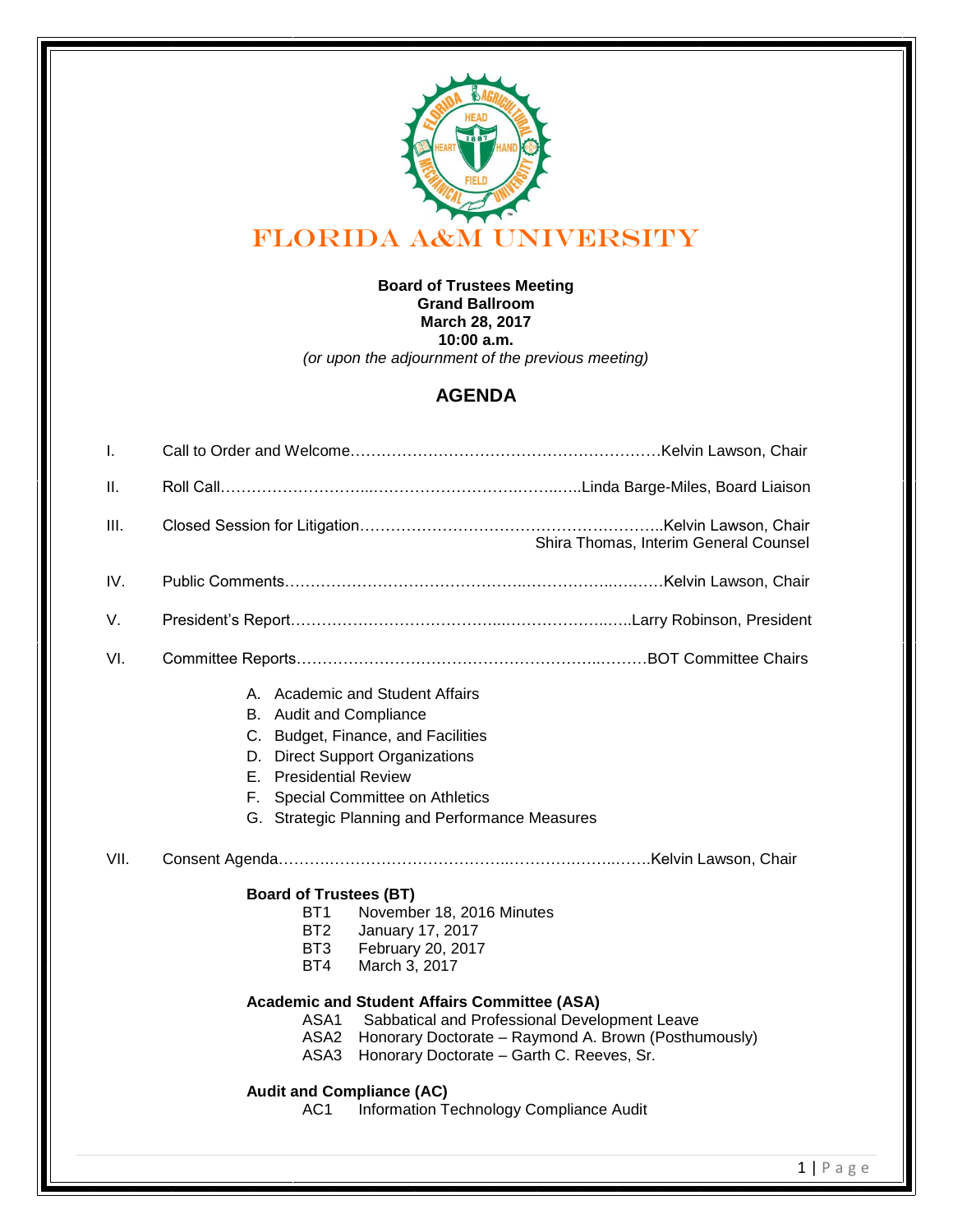# FLORIDA A&M UNIVERSITY

**Board of Trustees Meeting**
**Grand Ballroom**
**March 28, 2017**
**10:00 a.m.**
*(or upon the adjournment of the previous meeting)*

## AGENDA

I. Call to Order and Welcome……………………………………………………Kelvin Lawson, Chair

II. Roll Call……………………………………………………………Linda Barge-Miles, Board Liaison

III. Closed Session for Litigation……………………………………………………Kelvin Lawson, Chair
Shira Thomas, Interim General Counsel

IV. Public Comments……………………………………………………………Kelvin Lawson, Chair

V. President's Report……………………………………………………Larry Robinson, President

VI. Committee Reports……………………………………………………………BOT Committee Chairs

A. Academic and Student Affairs
B. Audit and Compliance
C. Budget, Finance, and Facilities
D. Direct Support Organizations
E. Presidential Review
F. Special Committee on Athletics
G. Strategic Planning and Performance Measures

VII. Consent Agenda……………………………………………………………Kelvin Lawson, Chair

**Board of Trustees (BT)**
- BT1 November 18, 2016 Minutes
- BT2 January 17, 2017
- BT3 February 20, 2017
- BT4 March 3, 2017

**Academic and Student Affairs Committee (ASA)**
- ASA1 Sabbatical and Professional Development Leave
- ASA2 Honorary Doctorate – Raymond A. Brown (Posthumously)
- ASA3 Honorary Doctorate – Garth C. Reeves, Sr.

**Audit and Compliance (AC)**
- AC1 Information Technology Compliance Audit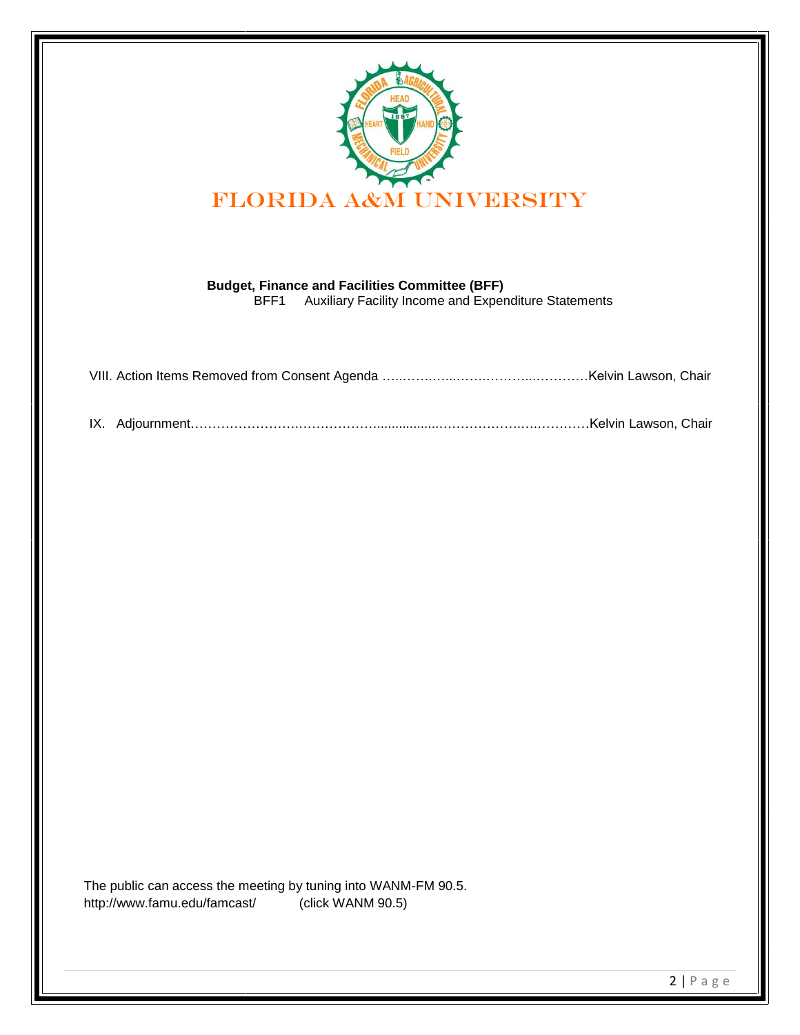# FLORIDA A&M UNIVERSITY

**Budget, Finance and Facilities Committee (BFF)**

BFF1 Auxiliary Facility Income and Expenditure Statements

VIII. Action Items Removed from Consent Agenda …..……..…...……..………...…………Kelvin Lawson, Chair

IX. Adjournment…………………….…………….…...............………………….….…………Kelvin Lawson, Chair

The public can access the meeting by tuning into WANM-FM 90.5.
http://www.famu.edu/famcast/ (click WANM 90.5)